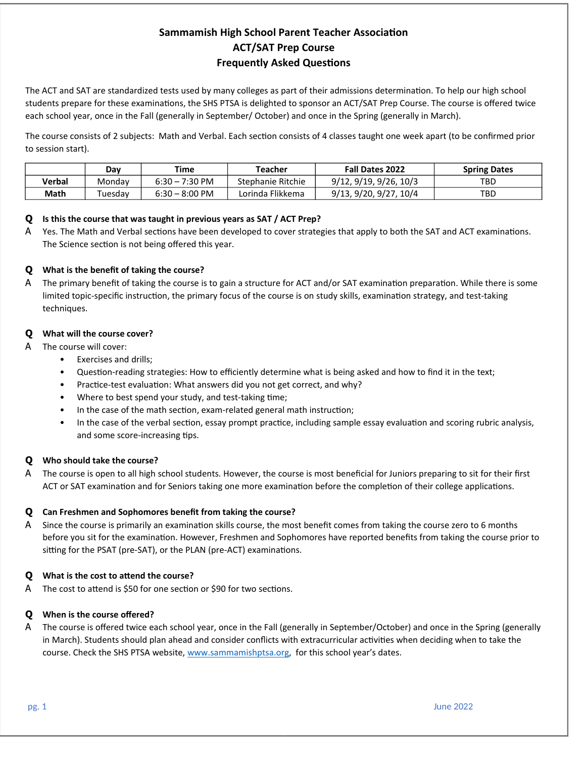# Sammamish High School Parent Teacher Association
## ACT/SAT Prep Course
## Frequently Asked Questions

The ACT and SAT are standardized tests used by many colleges as part of their admissions determination. To help our high school students prepare for these examinations, the SHS PTSA is delighted to sponsor an ACT/SAT Prep Course. The course is offered twice each school year, once in the Fall (generally in September/ October) and once in the Spring (generally in March).

The course consists of 2 subjects: Math and Verbal. Each section consists of 4 classes taught one week apart (to be confirmed prior to session start).

| | Day | Time | Teacher | Fall Dates 2022 | Spring Dates |
|---|---|---|---|---|---|
| **Verbal** | Monday | 6:30 – 7:30 PM | Stephanie Ritchie | 9/12, 9/19, 9/26, 10/3 | TBD |
| **Math** | Tuesday | 6:30 – 8:00 PM | Lorinda Flikkema | 9/13, 9/20, 9/27, 10/4 | TBD |

**Q** **Is this the course that was taught in previous years as SAT / ACT Prep?**

A Yes. The Math and Verbal sections have been developed to cover strategies that apply to both the SAT and ACT examinations. The Science section is not being offered this year.

**Q** **What is the benefit of taking the course?**

A The primary benefit of taking the course is to gain a structure for ACT and/or SAT examination preparation. While there is some limited topic-specific instruction, the primary focus of the course is on study skills, examination strategy, and test-taking techniques.

**Q** **What will the course cover?**

A The course will cover:

- Exercises and drills;
- Question-reading strategies: How to efficiently determine what is being asked and how to find it in the text;
- Practice-test evaluation: What answers did you not get correct, and why?
- Where to best spend your study, and test-taking time;
- In the case of the math section, exam-related general math instruction;
- In the case of the verbal section, essay prompt practice, including sample essay evaluation and scoring rubric analysis, and some score-increasing tips.

**Q** **Who should take the course?**

A The course is open to all high school students. However, the course is most beneficial for Juniors preparing to sit for their first ACT or SAT examination and for Seniors taking one more examination before the completion of their college applications.

**Q** **Can Freshmen and Sophomores benefit from taking the course?**

A Since the course is primarily an examination skills course, the most benefit comes from taking the course zero to 6 months before you sit for the examination. However, Freshmen and Sophomores have reported benefits from taking the course prior to sitting for the PSAT (pre-SAT), or the PLAN (pre-ACT) examinations.

**Q** **What is the cost to attend the course?**

A The cost to attend is $50 for one section or $90 for two sections.

**Q** **When is the course offered?**

A The course is offered twice each school year, once in the Fall (generally in September/October) and once in the Spring (generally in March). Students should plan ahead and consider conflicts with extracurricular activities when deciding when to take the course. Check the SHS PTSA website, www.sammamishptsa.org, for this school year's dates.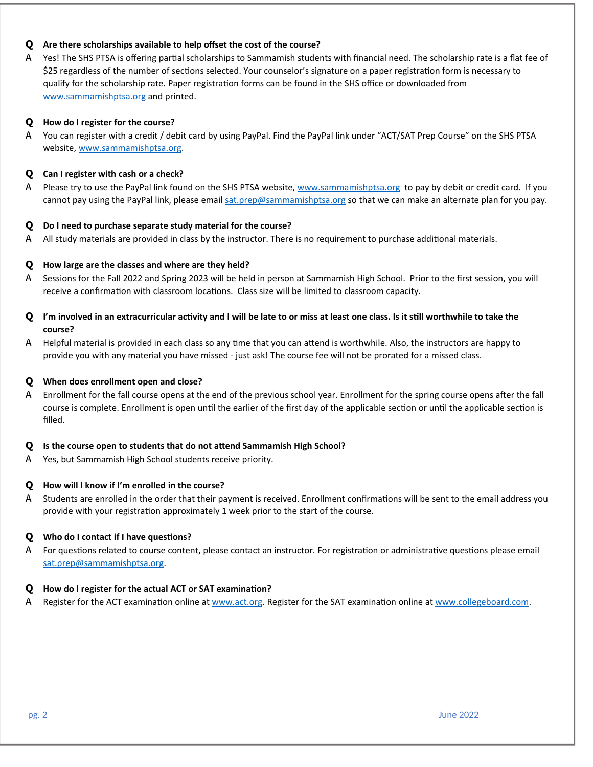**Q Are there scholarships available to help offset the cost of the course?**

A Yes! The SHS PTSA is offering partial scholarships to Sammamish students with financial need. The scholarship rate is a flat fee of $25 regardless of the number of sections selected. Your counselor's signature on a paper registration form is necessary to qualify for the scholarship rate. Paper registration forms can be found in the SHS office or downloaded from www.sammamishptsa.org and printed.

**Q How do I register for the course?**

A You can register with a credit / debit card by using PayPal. Find the PayPal link under "ACT/SAT Prep Course" on the SHS PTSA website, www.sammamishptsa.org.

**Q Can I register with cash or a check?**

A Please try to use the PayPal link found on the SHS PTSA website, www.sammamishptsa.org to pay by debit or credit card. If you cannot pay using the PayPal link, please email sat.prep@sammamishptsa.org so that we can make an alternate plan for you pay.

**Q Do I need to purchase separate study material for the course?**

A All study materials are provided in class by the instructor. There is no requirement to purchase additional materials.

**Q How large are the classes and where are they held?**

A Sessions for the Fall 2022 and Spring 2023 will be held in person at Sammamish High School. Prior to the first session, you will receive a confirmation with classroom locations. Class size will be limited to classroom capacity.

**Q I'm involved in an extracurricular activity and I will be late to or miss at least one class. Is it still worthwhile to take the course?**

A Helpful material is provided in each class so any time that you can attend is worthwhile. Also, the instructors are happy to provide you with any material you have missed - just ask! The course fee will not be prorated for a missed class.

**Q When does enrollment open and close?**

A Enrollment for the fall course opens at the end of the previous school year. Enrollment for the spring course opens after the fall course is complete. Enrollment is open until the earlier of the first day of the applicable section or until the applicable section is filled.

**Q Is the course open to students that do not attend Sammamish High School?**

A Yes, but Sammamish High School students receive priority.

**Q How will I know if I'm enrolled in the course?**

A Students are enrolled in the order that their payment is received. Enrollment confirmations will be sent to the email address you provide with your registration approximately 1 week prior to the start of the course.

**Q Who do I contact if I have questions?**

A For questions related to course content, please contact an instructor. For registration or administrative questions please email sat.prep@sammamishptsa.org.

**Q How do I register for the actual ACT or SAT examination?**

A Register for the ACT examination online at www.act.org. Register for the SAT examination online at www.collegeboard.com.

June 2022